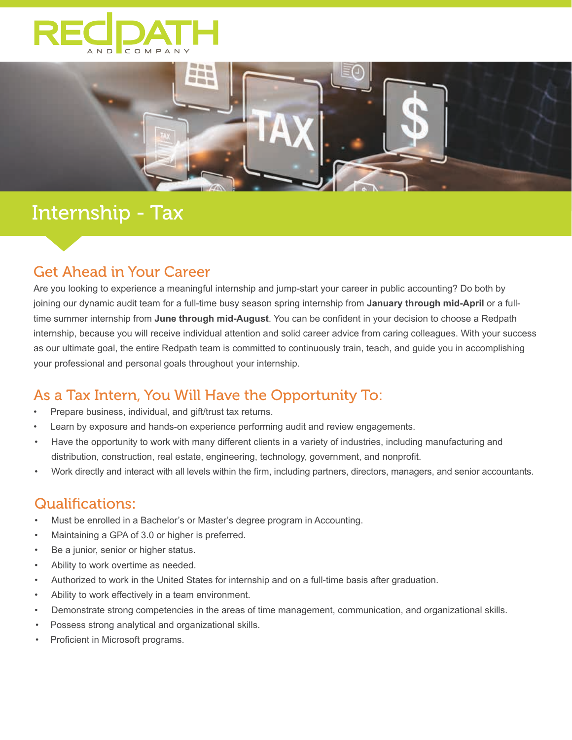# Internship - Tax

## Get Ahead in Your Career

Are you looking to experience a meaningful internship and jump-start your career in public accounting? Do both by joining our dynamic audit team for a full-time busy season spring internship from **January through mid-April** or a full-time summer internship from **June through mid-August**. You can be confident in your decision to choose a Redpath internship, because you will receive individual attention and solid career advice from caring colleagues. With your success as our ultimate goal, the entire Redpath team is committed to continuously train, teach, and guide you in accomplishing your professional and personal goals throughout your internship.

## As a Tax Intern, You Will Have the Opportunity To:

- Prepare business, individual, and gift/trust tax returns.
- Learn by exposure and hands-on experience performing audit and review engagements.
- Have the opportunity to work with many different clients in a variety of industries, including manufacturing and distribution, construction, real estate, engineering, technology, government, and nonprofit.
- Work directly and interact with all levels within the firm, including partners, directors, managers, and senior accountants.

## Qualifications:

- Must be enrolled in a Bachelor's or Master's degree program in Accounting.
- Maintaining a GPA of 3.0 or higher is preferred.
- Be a junior, senior or higher status.
- Ability to work overtime as needed.
- Authorized to work in the United States for internship and on a full-time basis after graduation.
- Ability to work effectively in a team environment.
- Demonstrate strong competencies in the areas of time management, communication, and organizational skills.
- Possess strong analytical and organizational skills.
- Proficient in Microsoft programs.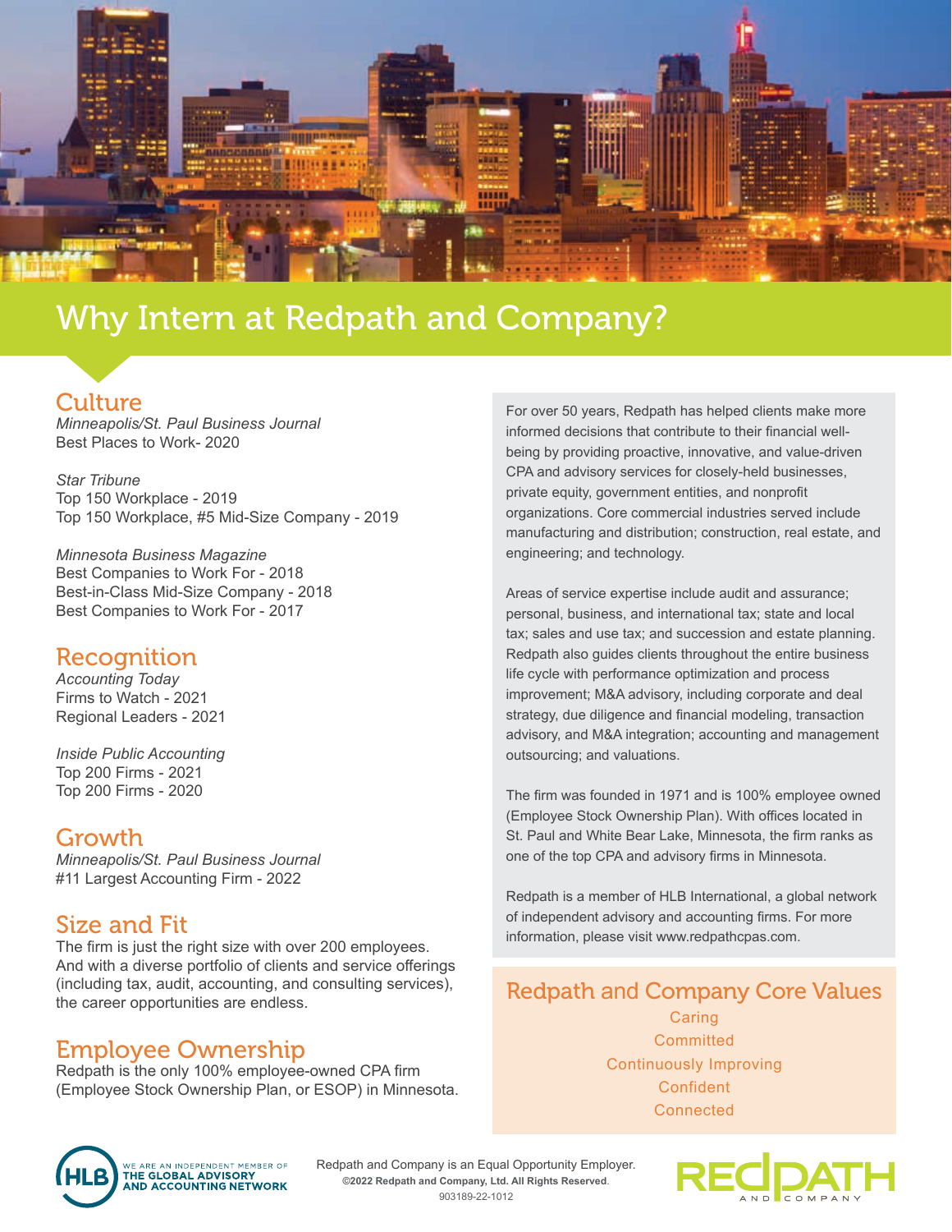# Why Intern at Redpath and Company?

## Culture

*Minneapolis/St. Paul Business Journal*
Best Places to Work- 2020

*Star Tribune*
Top 150 Workplace - 2019
Top 150 Workplace, #5 Mid-Size Company - 2019

*Minnesota Business Magazine*
Best Companies to Work For - 2018
Best-in-Class Mid-Size Company - 2018
Best Companies to Work For - 2017

## Recognition

*Accounting Today*
Firms to Watch - 2021
Regional Leaders - 2021

*Inside Public Accounting*
Top 200 Firms - 2021
Top 200 Firms - 2020

## Growth

*Minneapolis/St. Paul Business Journal*
#11 Largest Accounting Firm - 2022

## Size and Fit

The firm is just the right size with over 200 employees. And with a diverse portfolio of clients and service offerings (including tax, audit, accounting, and consulting services), the career opportunities are endless.

## Employee Ownership

Redpath is the only 100% employee-owned CPA firm (Employee Stock Ownership Plan, or ESOP) in Minnesota.

For over 50 years, Redpath has helped clients make more informed decisions that contribute to their financial well-being by providing proactive, innovative, and value-driven CPA and advisory services for closely-held businesses, private equity, government entities, and nonprofit organizations. Core commercial industries served include manufacturing and distribution; construction, real estate, and engineering; and technology.

Areas of service expertise include audit and assurance; personal, business, and international tax; state and local tax; sales and use tax; and succession and estate planning. Redpath also guides clients throughout the entire business life cycle with performance optimization and process improvement; M&A advisory, including corporate and deal strategy, due diligence and financial modeling, transaction advisory, and M&A integration; accounting and management outsourcing; and valuations.

The firm was founded in 1971 and is 100% employee owned (Employee Stock Ownership Plan). With offices located in St. Paul and White Bear Lake, Minnesota, the firm ranks as one of the top CPA and advisory firms in Minnesota.

Redpath is a member of HLB International, a global network of independent advisory and accounting firms. For more information, please visit www.redpathcpas.com.

## Redpath and Company Core Values

Caring
Committed
Continuously Improving
Confident
Connected

HLB — WE ARE AN INDEPENDENT MEMBER OF THE GLOBAL ADVISORY AND ACCOUNTING NETWORK

Redpath and Company is an Equal Opportunity Employer.
**©2022 Redpath and Company, Ltd. All Rights Reserved.**
903189-22-1012

REDPATH AND COMPANY